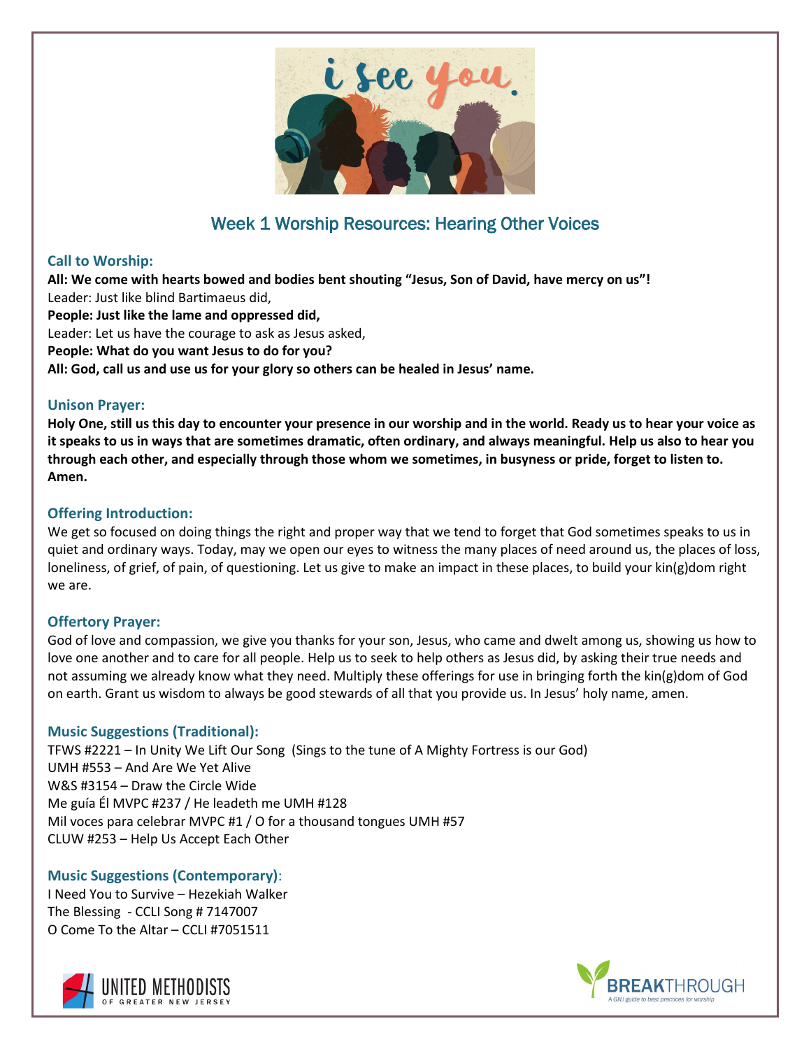# Week 1 Worship Resources: Hearing Other Voices

### Call to Worship:

**All: We come with hearts bowed and bodies bent shouting "Jesus, Son of David, have mercy on us"!**
Leader: Just like blind Bartimaeus did,
**People: Just like the lame and oppressed did,**
Leader: Let us have the courage to ask as Jesus asked,
**People: What do you want Jesus to do for you?**
**All: God, call us and use us for your glory so others can be healed in Jesus' name.**

### Unison Prayer:

**Holy One, still us this day to encounter your presence in our worship and in the world. Ready us to hear your voice as it speaks to us in ways that are sometimes dramatic, often ordinary, and always meaningful. Help us also to hear you through each other, and especially through those whom we sometimes, in busyness or pride, forget to listen to. Amen.**

### Offering Introduction:

We get so focused on doing things the right and proper way that we tend to forget that God sometimes speaks to us in quiet and ordinary ways. Today, may we open our eyes to witness the many places of need around us, the places of loss, loneliness, of grief, of pain, of questioning. Let us give to make an impact in these places, to build your kin(g)dom right we are.

### Offertory Prayer:

God of love and compassion, we give you thanks for your son, Jesus, who came and dwelt among us, showing us how to love one another and to care for all people. Help us to seek to help others as Jesus did, by asking their true needs and not assuming we already know what they need. Multiply these offerings for use in bringing forth the kin(g)dom of God on earth. Grant us wisdom to always be good stewards of all that you provide us. In Jesus' holy name, amen.

### Music Suggestions (Traditional):

TFWS #2221 – In Unity We Lift Our Song (Sings to the tune of A Mighty Fortress is our God)
UMH #553 – And Are We Yet Alive
W&S #3154 – Draw the Circle Wide
Me guía Él MVPC #237 / He leadeth me UMH #128
Mil voces para celebrar MVPC #1 / O for a thousand tongues UMH #57
CLUW #253 – Help Us Accept Each Other

### Music Suggestions (Contemporary):

I Need You to Survive – Hezekiah Walker
The Blessing - CCLI Song # 7147007
O Come To the Altar – CCLI #7051511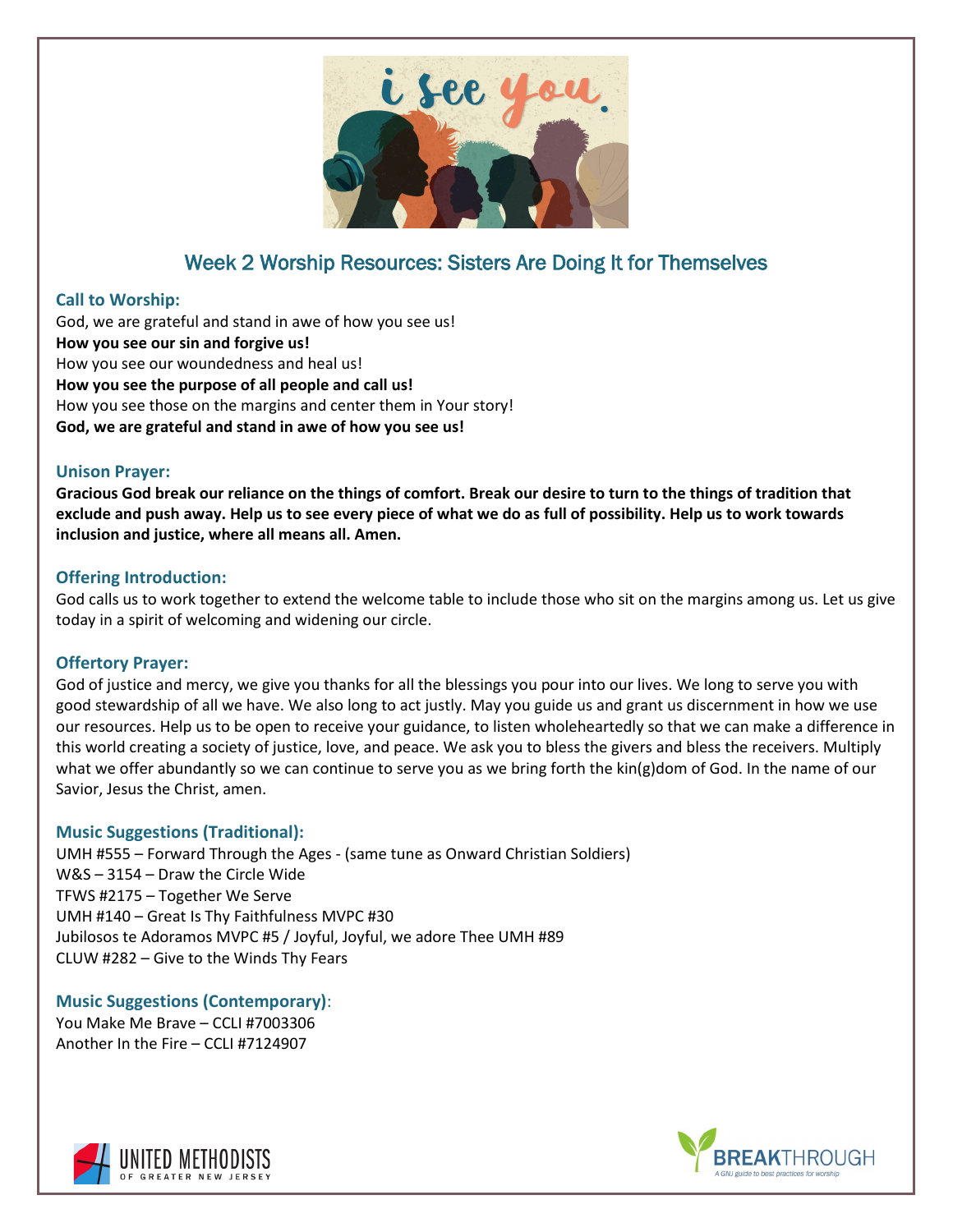## Week 2 Worship Resources: Sisters Are Doing It for Themselves

### Call to Worship:

God, we are grateful and stand in awe of how you see us!
**How you see our sin and forgive us!**
How you see our woundedness and heal us!
**How you see the purpose of all people and call us!**
How you see those on the margins and center them in Your story!
**God, we are grateful and stand in awe of how you see us!**

### Unison Prayer:

**Gracious God break our reliance on the things of comfort. Break our desire to turn to the things of tradition that exclude and push away. Help us to see every piece of what we do as full of possibility. Help us to work towards inclusion and justice, where all means all. Amen.**

### Offering Introduction:

God calls us to work together to extend the welcome table to include those who sit on the margins among us. Let us give today in a spirit of welcoming and widening our circle.

### Offertory Prayer:

God of justice and mercy, we give you thanks for all the blessings you pour into our lives. We long to serve you with good stewardship of all we have. We also long to act justly. May you guide us and grant us discernment in how we use our resources. Help us to be open to receive your guidance, to listen wholeheartedly so that we can make a difference in this world creating a society of justice, love, and peace. We ask you to bless the givers and bless the receivers. Multiply what we offer abundantly so we can continue to serve you as we bring forth the kin(g)dom of God. In the name of our Savior, Jesus the Christ, amen.

### Music Suggestions (Traditional):

UMH #555 – Forward Through the Ages - (same tune as Onward Christian Soldiers)
W&S – 3154 – Draw the Circle Wide
TFWS #2175 – Together We Serve
UMH #140 – Great Is Thy Faithfulness MVPC #30
Jubilosos te Adoramos MVPC #5 / Joyful, Joyful, we adore Thee UMH #89
CLUW #282 – Give to the Winds Thy Fears

### Music Suggestions (Contemporary):

You Make Me Brave – CCLI #7003306
Another In the Fire – CCLI #7124907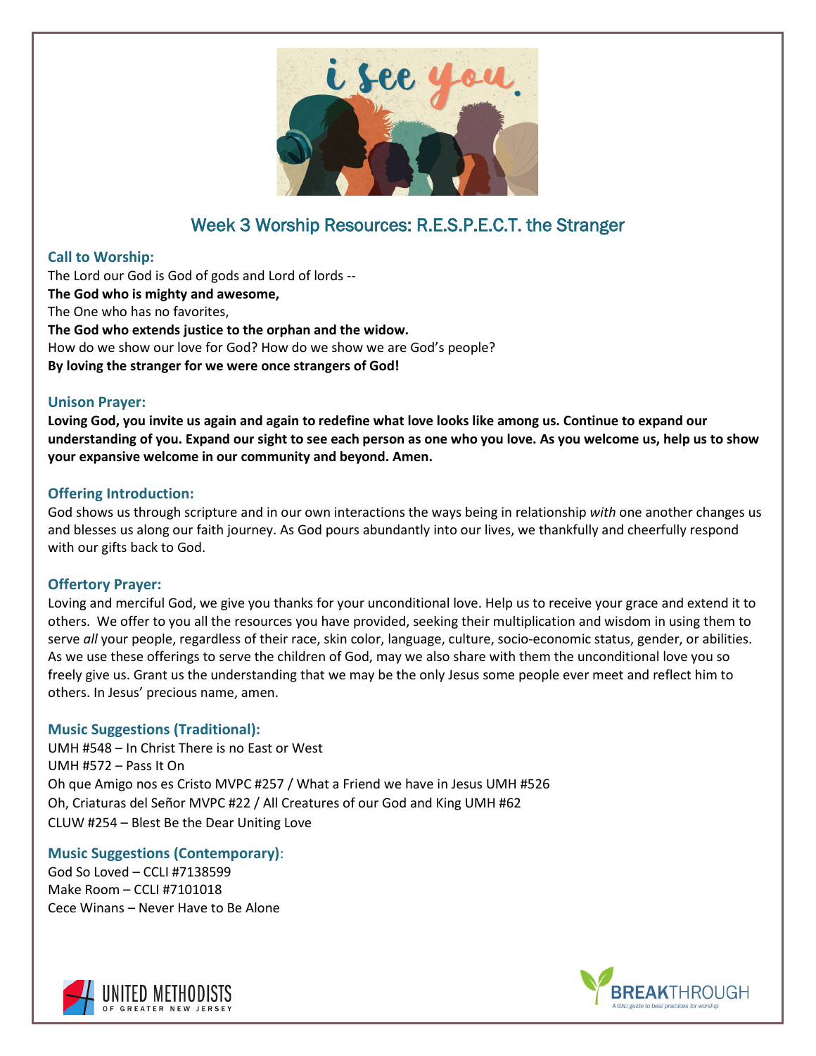## Week 3 Worship Resources: R.E.S.P.E.C.T. the Stranger

### Call to Worship:

The Lord our God is God of gods and Lord of lords --
**The God who is mighty and awesome,**
The One who has no favorites,
**The God who extends justice to the orphan and the widow.**
How do we show our love for God? How do we show we are God's people?
**By loving the stranger for we were once strangers of God!**

### Unison Prayer:

**Loving God, you invite us again and again to redefine what love looks like among us. Continue to expand our understanding of you. Expand our sight to see each person as one who you love. As you welcome us, help us to show your expansive welcome in our community and beyond. Amen.**

### Offering Introduction:

God shows us through scripture and in our own interactions the ways being in relationship *with* one another changes us and blesses us along our faith journey. As God pours abundantly into our lives, we thankfully and cheerfully respond with our gifts back to God.

### Offertory Prayer:

Loving and merciful God, we give you thanks for your unconditional love. Help us to receive your grace and extend it to others. We offer to you all the resources you have provided, seeking their multiplication and wisdom in using them to serve *all* your people, regardless of their race, skin color, language, culture, socio-economic status, gender, or abilities. As we use these offerings to serve the children of God, may we also share with them the unconditional love you so freely give us. Grant us the understanding that we may be the only Jesus some people ever meet and reflect him to others. In Jesus' precious name, amen.

### Music Suggestions (Traditional):

UMH #548 – In Christ There is no East or West
UMH #572 – Pass It On
Oh que Amigo nos es Cristo MVPC #257 / What a Friend we have in Jesus UMH #526
Oh, Criaturas del Señor MVPC #22 / All Creatures of our God and King UMH #62
CLUW #254 – Blest Be the Dear Uniting Love

### Music Suggestions (Contemporary):

God So Loved – CCLI #7138599
Make Room – CCLI #7101018
Cece Winans – Never Have to Be Alone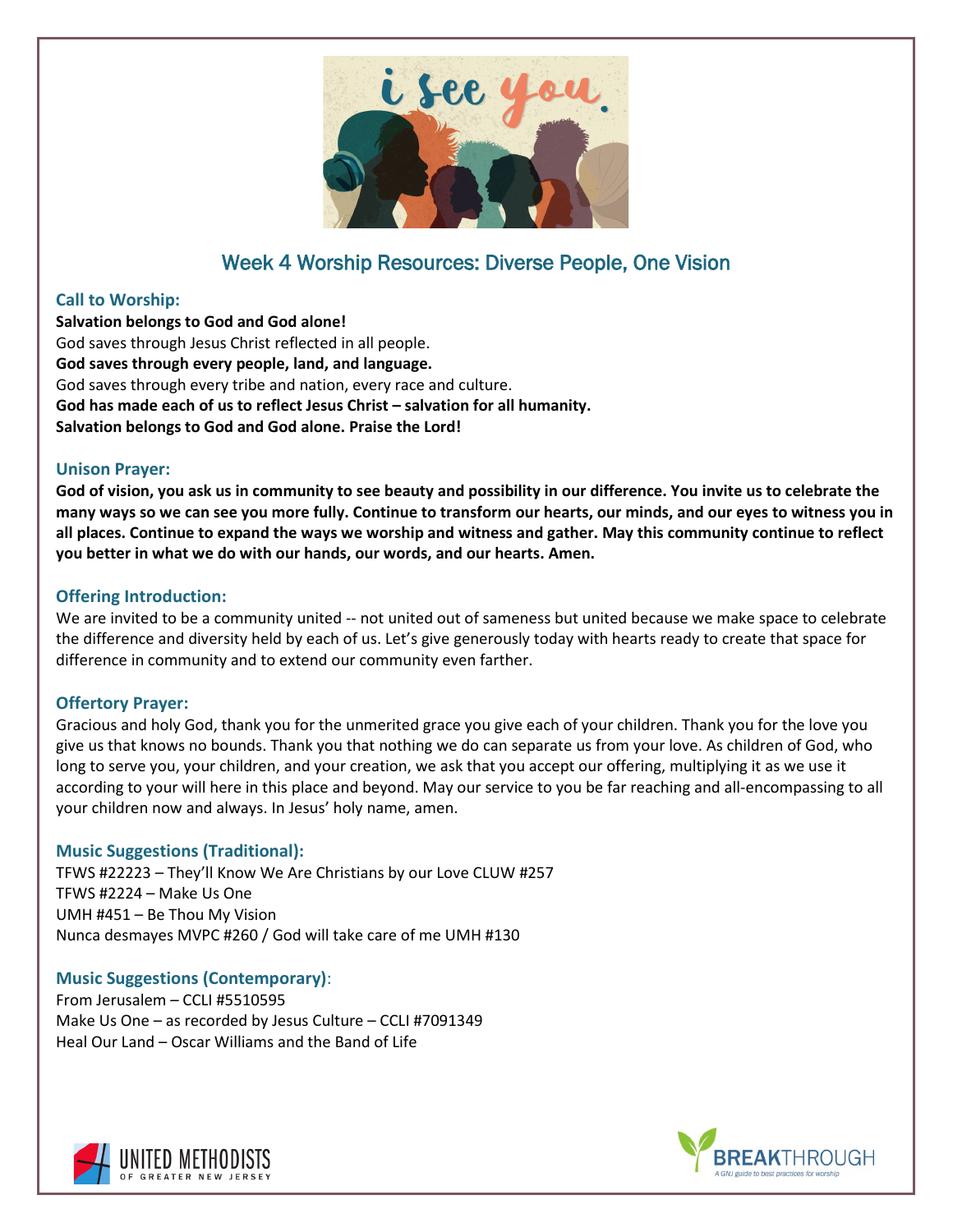# Week 4 Worship Resources: Diverse People, One Vision

### Call to Worship:

**Salvation belongs to God and God alone!**
God saves through Jesus Christ reflected in all people.
**God saves through every people, land, and language.**
God saves through every tribe and nation, every race and culture.
**God has made each of us to reflect Jesus Christ – salvation for all humanity.**
**Salvation belongs to God and God alone. Praise the Lord!**

### Unison Prayer:

**God of vision, you ask us in community to see beauty and possibility in our difference. You invite us to celebrate the many ways so we can see you more fully. Continue to transform our hearts, our minds, and our eyes to witness you in all places. Continue to expand the ways we worship and witness and gather. May this community continue to reflect you better in what we do with our hands, our words, and our hearts. Amen.**

### Offering Introduction:

We are invited to be a community united -- not united out of sameness but united because we make space to celebrate the difference and diversity held by each of us. Let's give generously today with hearts ready to create that space for difference in community and to extend our community even farther.

### Offertory Prayer:

Gracious and holy God, thank you for the unmerited grace you give each of your children. Thank you for the love you give us that knows no bounds. Thank you that nothing we do can separate us from your love. As children of God, who long to serve you, your children, and your creation, we ask that you accept our offering, multiplying it as we use it according to your will here in this place and beyond. May our service to you be far reaching and all-encompassing to all your children now and always. In Jesus' holy name, amen.

### Music Suggestions (Traditional):

TFWS #22223 – They'll Know We Are Christians by our Love CLUW #257
TFWS #2224 – Make Us One
UMH #451 – Be Thou My Vision
Nunca desmayes MVPC #260 / God will take care of me UMH #130

### Music Suggestions (Contemporary):

From Jerusalem – CCLI #5510595
Make Us One – as recorded by Jesus Culture – CCLI #7091349
Heal Our Land – Oscar Williams and the Band of Life